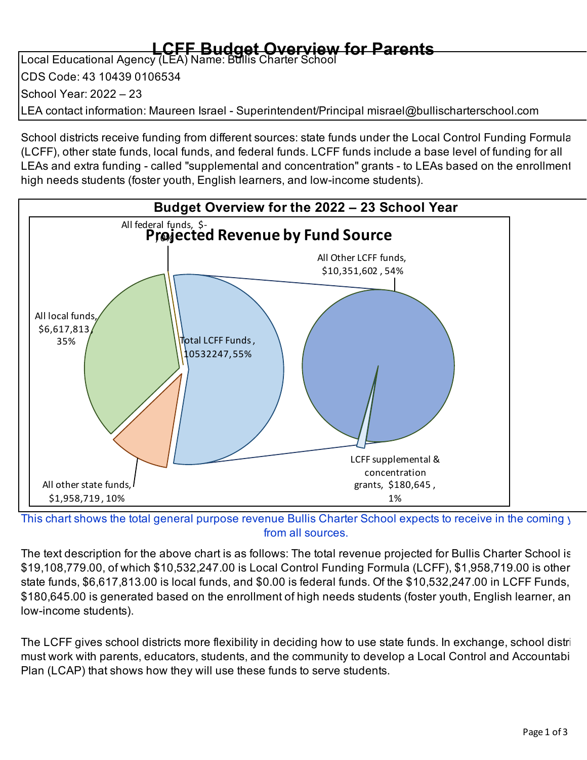# LCFF Budget Overview for Parents

Local Educational Agency (LEA) Name: Bullis Charter School

CDS Code: 43 10439 0106534

School Year: 2022 – 23

LEA contact information: Maureen Israel - Superintendent/Principal misrael@bullischarterschool.com

School districts receive funding from different sources: state funds under the Local Control Funding Formula (LCFF), other state funds, local funds, and federal funds. LCFF funds include a base level of funding for all LEAs and extra funding - called "supplemental and concentration" grants - to LEAs based on the enrollment of high needs students (foster youth, English learners, and low-income students).

## Budget Overview for the 2022 – 23 School Year

### Projected Revenue by Fund Source

- All federal funds, $- , 0%
- All local funds, $6,617,813 , 35%
- All other state funds, $1,958,719 , 10%
- Total LCFF Funds , 10532247, 55%
  - All Other LCFF funds, $10,351,602 , 54%
  - LCFF supplemental & concentration grants, $180,645 , 1%

This chart shows the total general purpose revenue Bullis Charter School expects to receive in the coming year from all sources.

The text description for the above chart is as follows: The total revenue projected for Bullis Charter School is $19,108,779.00, of which $10,532,247.00 is Local Control Funding Formula (LCFF), $1,958,719.00 is other state funds, $6,617,813.00 is local funds, and $0.00 is federal funds. Of the $10,532,247.00 in LCFF Funds, $180,645.00 is generated based on the enrollment of high needs students (foster youth, English learner, and low-income students).

The LCFF gives school districts more flexibility in deciding how to use state funds. In exchange, school districts must work with parents, educators, students, and the community to develop a Local Control and Accountability Plan (LCAP) that shows how they will use these funds to serve students.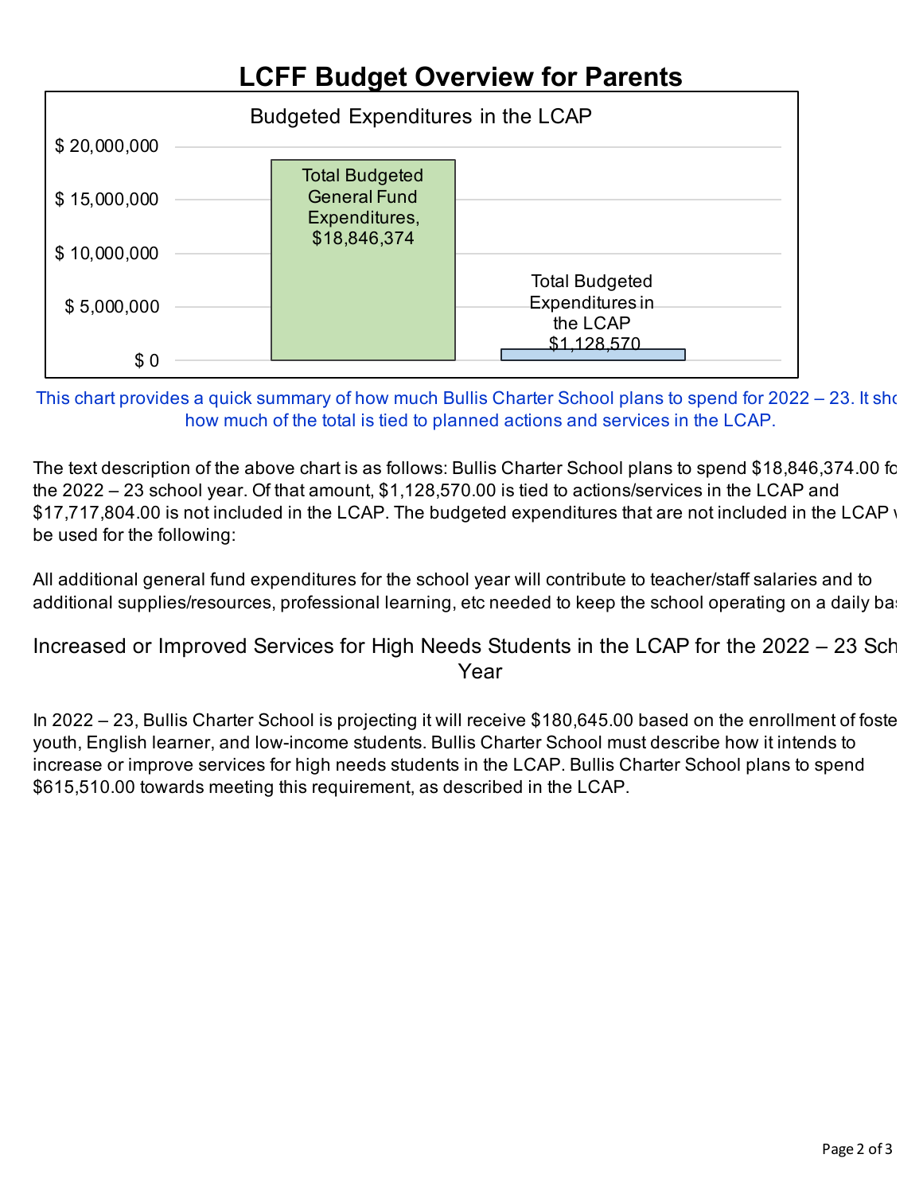# LCFF Budget Overview for Parents

Budgeted Expenditures in the LCAP

| | Amount |
|---|---|
| Total Budgeted General Fund Expenditures | $18,846,374 |
| Total Budgeted Expenditures in the LCAP | $1,128,570 |

This chart provides a quick summary of how much Bullis Charter School plans to spend for 2022 – 23. It sho how much of the total is tied to planned actions and services in the LCAP.

The text description of the above chart is as follows: Bullis Charter School plans to spend $18,846,374.00 fo the 2022 – 23 school year. Of that amount, $1,128,570.00 is tied to actions/services in the LCAP and $17,717,804.00 is not included in the LCAP. The budgeted expenditures that are not included in the LCAP v be used for the following:

All additional general fund expenditures for the school year will contribute to teacher/staff salaries and to additional supplies/resources, professional learning, etc needed to keep the school operating on a daily ba:

## Increased or Improved Services for High Needs Students in the LCAP for the 2022 – 23 Sch Year

In 2022 – 23, Bullis Charter School is projecting it will receive $180,645.00 based on the enrollment of foste youth, English learner, and low-income students. Bullis Charter School must describe how it intends to increase or improve services for high needs students in the LCAP. Bullis Charter School plans to spend $615,510.00 towards meeting this requirement, as described in the LCAP.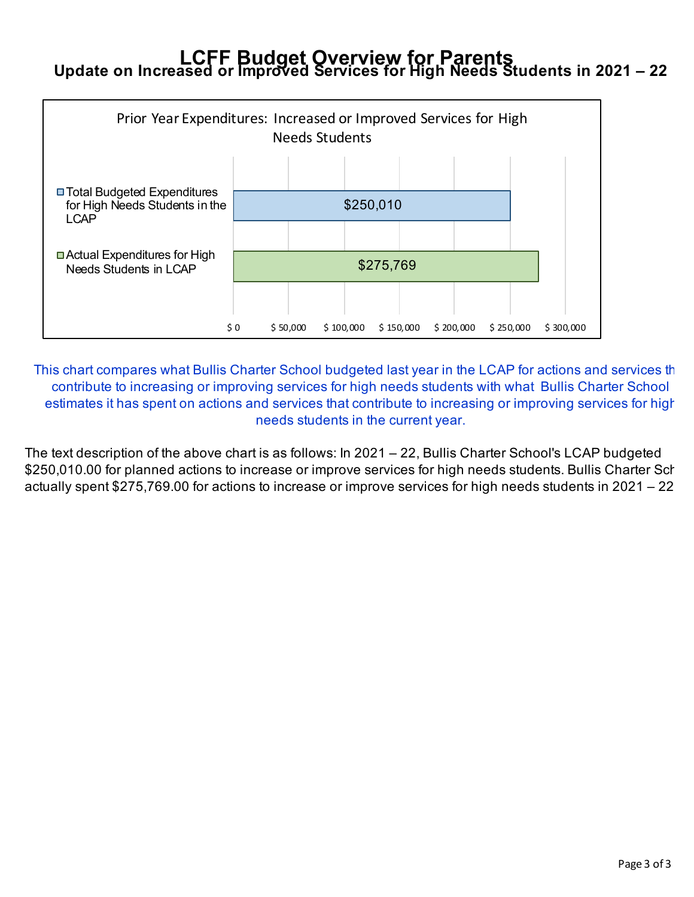# LCFF Budget Overview for Parents

## Update on Increased or Improved Services for High Needs Students in 2021 – 22

Prior Year Expenditures: Increased or Improved Services for High Needs Students

Total Budgeted Expenditures for High Needs Students in the LCAP

$250,010

Actual Expenditures for High Needs Students in LCAP

$275,769

$ 0 $ 50,000 $ 100,000 $ 150,000 $ 200,000 $ 250,000 $ 300,000

This chart compares what Bullis Charter School budgeted last year in the LCAP for actions and services th contribute to increasing or improving services for high needs students with what Bullis Charter School estimates it has spent on actions and services that contribute to increasing or improving services for high needs students in the current year.

The text description of the above chart is as follows: In 2021 – 22, Bullis Charter School's LCAP budgeted $250,010.00 for planned actions to increase or improve services for high needs students. Bullis Charter Sch actually spent $275,769.00 for actions to increase or improve services for high needs students in 2021 – 22